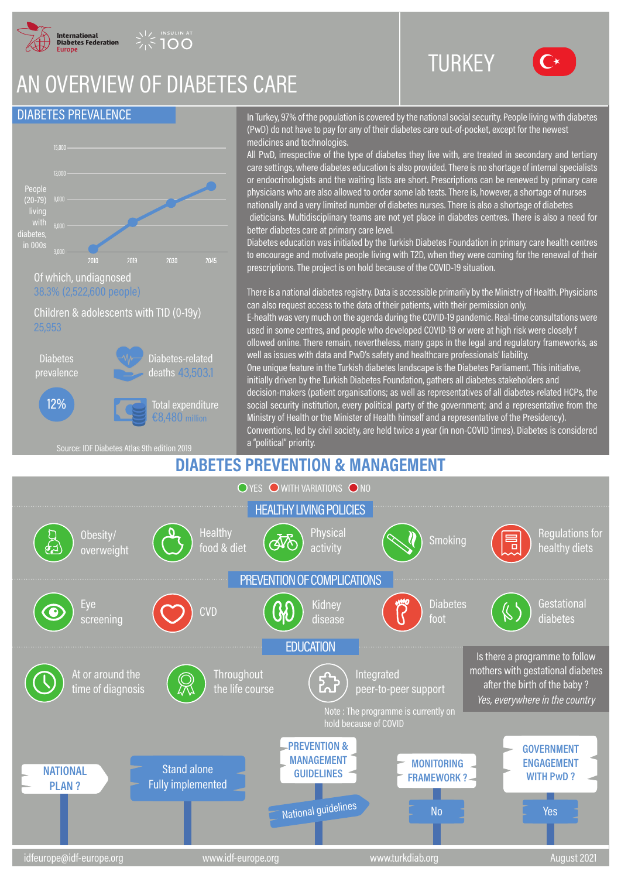International Diabetes Federation Europe — INSULIN AT 100

# AN OVERVIEW OF DIABETES CARE

# TURKEY

## DIABETES PREVALENCE

People (20-79) living with diabetes, in 000s

| Year | 2010 | 2019 | 2030 | 2045 |
|---|---|---|---|---|

(Axis: 3,000 – 6,000 – 9,000 – 12,000 – 15,000)

Of which, undiagnosed
38.3% (2,522,600 people)

Children & adolescents with T1D (0-19y)
25,953

Diabetes prevalence
12%

Diabetes-related deaths 43,503.1

Total expenditure
€8,480 million

Source: IDF Diabetes Atlas 9th edition 2019

In Turkey, 97% of the population is covered by the national social security. People living with diabetes (PwD) do not have to pay for any of their diabetes care out-of-pocket, except for the newest medicines and technologies.

All PwD, irrespective of the type of diabetes they live with, are treated in secondary and tertiary care settings, where diabetes education is also provided. There is no shortage of internal specialists or endocrinologists and the waiting lists are short. Prescriptions can be renewed by primary care physicians who are also allowed to order some lab tests. There is, however, a shortage of nurses nationally and a very limited number of diabetes nurses. There is also a shortage of diabetes dieticians. Multidisciplinary teams are not yet place in diabetes centres. There is also a need for better diabetes care at primary care level.

Diabetes education was initiated by the Turkish Diabetes Foundation in primary care health centres to encourage and motivate people living with T2D, when they were coming for the renewal of their prescriptions. The project is on hold because of the COVID-19 situation.

There is a national diabetes registry. Data is accessible primarily by the Ministry of Health. Physicians can also request access to the data of their patients, with their permission only.

E-health was very much on the agenda during the COVID-19 pandemic. Real-time consultations were used in some centres, and people who developed COVID-19 or were at high risk were closely f allowed online. There remain, nevertheless, many gaps in the legal and regulatory frameworks, as well as issues with data and PwD's safety and healthcare professionals' liability.

One unique feature in the Turkish diabetes landscape is the Diabetes Parliament. This initiative, initially driven by the Turkish Diabetes Foundation, gathers all diabetes stakeholders and decision-makers (patient organisations; as well as representatives of all diabetes-related HCPs, the social security institution, every political party of the government; and a representative from the Ministry of Health or the Minister of Health himself and a representative of the Presidency). Conventions, led by civil society, are held twice a year (in non-COVID times). Diabetes is considered a "political" priority.

## DIABETES PREVENTION & MANAGEMENT

YES / WITH VARIATIONS / NO

### HEALTHY LIVING POLICIES

- Obesity/ overweight — YES
- Healthy food & diet — YES
- Physical activity — YES
- Smoking — YES
- Regulations for healthy diets — NO

### PREVENTION OF COMPLICATIONS

- Eye screening — YES
- CVD — NO
- Kidney disease — YES
- Diabetes foot — NO
- Gestational diabetes — YES

### EDUCATION

- At or around the time of diagnosis — YES
- Throughout the life course — YES
- Integrated peer-to-peer support

Note : The programme is currently on hold because of COVID

Is there a programme to follow mothers with gestational diabetes after the birth of the baby ?
*Yes, everywhere in the country*

**NATIONAL PLAN ?** Stand alone Fully implemented

**PREVENTION & MANAGEMENT GUIDELINES** National guidelines

**MONITORING FRAMEWORK ?** No

**GOVERNMENT ENGAGEMENT WITH PwD ?** Yes

idfeurope@idf-europe.org | www.idf-europe.org | www.turkdiab.org | August 2021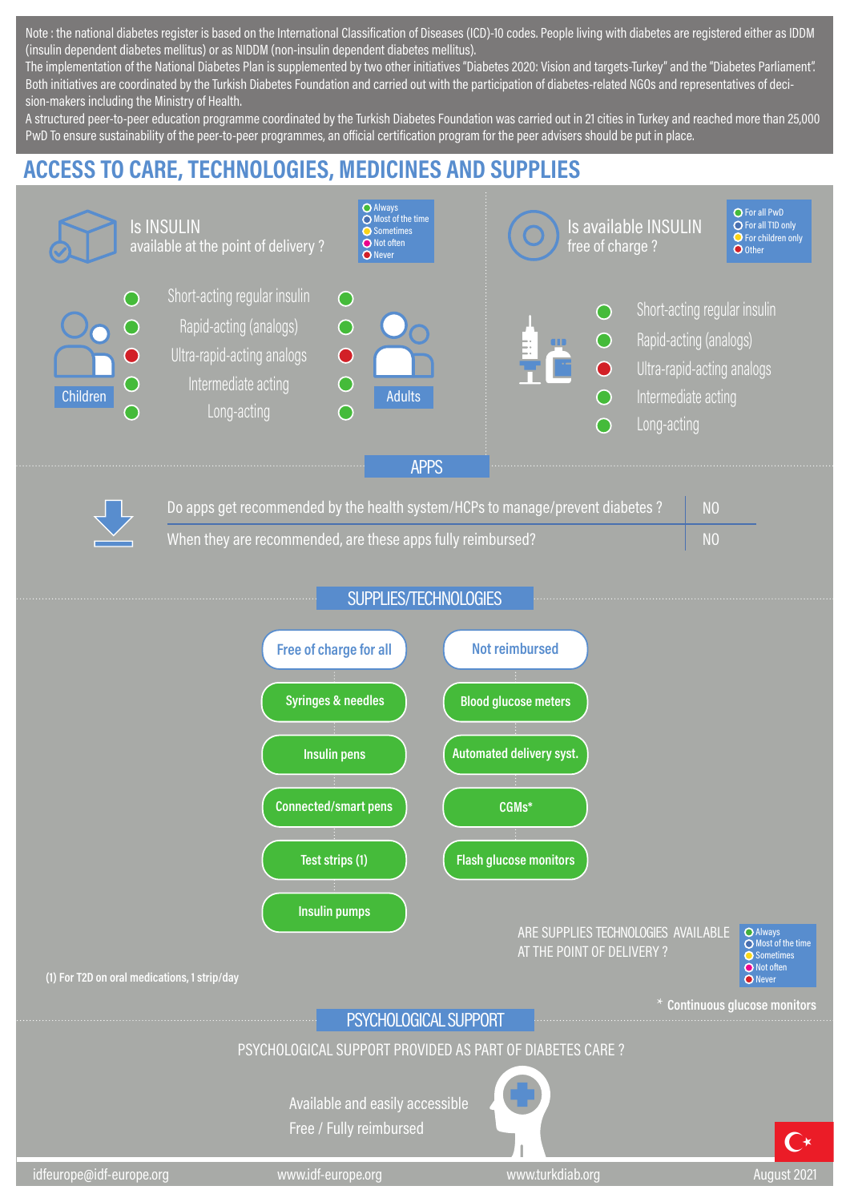Note : the national diabetes register is based on the International Classification of Diseases (ICD)-10 codes. People living with diabetes are registered either as IDDM (insulin dependent diabetes mellitus) or as NIDDM (non-insulin dependent diabetes mellitus).

The implementation of the National Diabetes Plan is supplemented by two other initiatives "Diabetes 2020: Vision and targets-Turkey" and the "Diabetes Parliament". Both initiatives are coordinated by the Turkish Diabetes Foundation and carried out with the participation of diabetes-related NGOs and representatives of decision-makers including the Ministry of Health.

A structured peer-to-peer education programme coordinated by the Turkish Diabetes Foundation was carried out in 21 cities in Turkey and reached more than 25,000 PwD To ensure sustainability of the peer-to-peer programmes, an official certification program for the peer advisers should be put in place.

# ACCESS TO CARE, TECHNOLOGIES, MEDICINES AND SUPPLIES

## Is INSULIN available at the point of delivery ?

Legend: Always / Most of the time / Sometimes / Not often / Never

| Children | Insulin type | Adults |
|---|---|---|
| Always | Short-acting regular insulin | Always |
| Always | Rapid-acting (analogs) | Always |
| Never | Ultra-rapid-acting analogs | Never |
| Always | Intermediate acting | Always |
| Always | Long-acting | Always |

## Is available INSULIN free of charge ?

Legend: For all PwD / For all T1D only / For children only / Other

| Insulin type | Free of charge |
|---|---|
| Short-acting regular insulin | For all PwD |
| Rapid-acting (analogs) | For all PwD |
| Ultra-rapid-acting analogs | Other |
| Intermediate acting | For all PwD |
| Long-acting | For all PwD |

## APPS

| Question | Answer |
|---|---|
| Do apps get recommended by the health system/HCPs to manage/prevent diabetes ? | NO |
| When they are recommended, are these apps fully reimbursed? | NO |

## SUPPLIES/TECHNOLOGIES

| Free of charge for all | Not reimbursed |
|---|---|
| Syringes & needles | Blood glucose meters |
| Insulin pens | Automated delivery syst. |
| Connected/smart pens | CGMs* |
| Test strips (1) | Flash glucose monitors |
| Insulin pumps | |

ARE SUPPLIES TECHNOLOGIES AVAILABLE AT THE POINT OF DELIVERY ? (Legend: Always / Most of the time / Sometimes / Not often / Never) — all items: Always

(1) For T2D on oral medications, 1 strip/day

\* Continuous glucose monitors

## PSYCHOLOGICAL SUPPORT

PSYCHOLOGICAL SUPPORT PROVIDED AS PART OF DIABETES CARE ?

- Available and easily accessible
- Free / Fully reimbursed

idfeurope@idf-europe.org | www.idf-europe.org | www.turkdiab.org | August 2021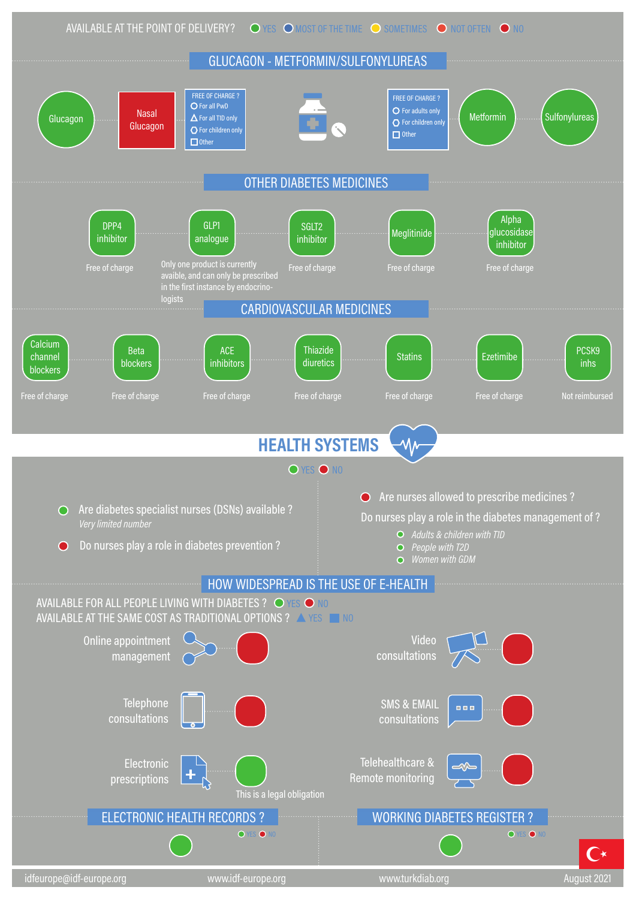AVAILABLE AT THE POINT OF DELIVERY? YES / MOST OF THE TIME / SOMETIMES / NOT OFTEN / NO

## GLUCAGON - METFORMIN/SULFONYLUREAS

Glucagon

Nasal Glucagon

FREE OF CHARGE ?
- For all PwD
- For all T1D only
- For children only
- Other

FREE OF CHARGE ?
- For adults only
- For children only
- Other

Metformin

Sulfonylureas

## OTHER DIABETES MEDICINES

DPP4 inhibitor
Free of charge

GLP1 analogue
Only one product is currently avaible, and can only be prescribed in the first instance by endocrino-logists

SGLT2 inhibitor
Free of charge

Meglitinide
Free of charge

Alpha glucosidase inhibitor
Free of charge

## CARDIOVASCULAR MEDICINES

Calcium channel blockers
Free of charge

Beta blockers
Free of charge

ACE inhibitors
Free of charge

Thiazide diuretics
Free of charge

Statins
Free of charge

Ezetimibe
Free of charge

PCSK9 inhs
Not reimbursed

# HEALTH SYSTEMS

YES / NO

- Are diabetes specialist nurses (DSNs) available ? — YES
  *Very limited number*
- Do nurses play a role in diabetes prevention ? — NO
- Are nurses allowed to prescribe medicines ? — NO

Do nurses play a role in the diabetes management of ?
- *Adults & children with T1D* — YES
- *People with T2D* — YES
- *Women with GDM* — YES

## HOW WIDESPREAD IS THE USE OF E-HEALTH

AVAILABLE FOR ALL PEOPLE LIVING WITH DIABETES ? YES / NO
AVAILABLE AT THE SAME COST AS TRADITIONAL OPTIONS ? YES / NO

- Online appointment management — NO
- Video consultations — NO
- Telephone consultations — NO
- SMS & EMAIL consultations — NO
- Electronic prescriptions — YES
  This is a legal obligation
- Telehealthcare & Remote monitoring — NO

## ELECTRONIC HEALTH RECORDS ?

YES / NO
YES

## WORKING DIABETES REGISTER ?

YES / NO
YES

idfeurope@idf-europe.org www.idf-europe.org www.turkdiab.org August 2021